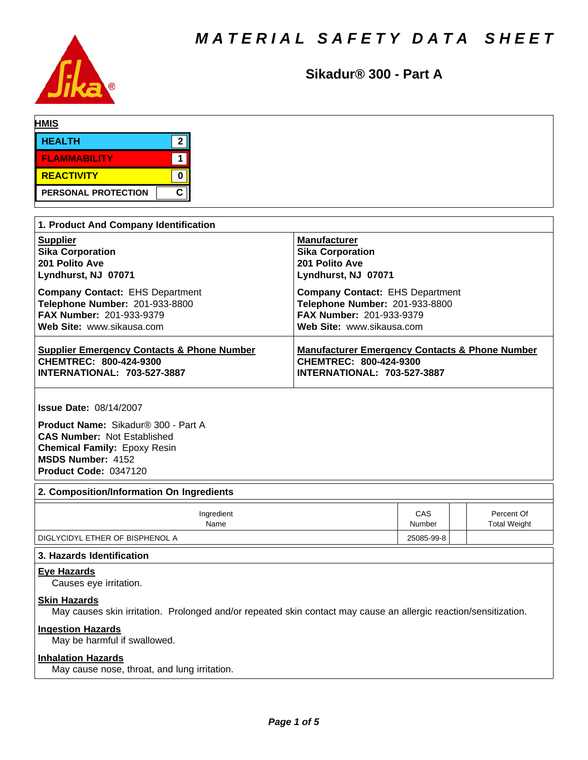# MATERIAL SAFETY DATA SHEET

## Sikadur® 300 - Part A

**HMIS**

| | |
|---|---|
| HEALTH | 2 |
| FLAMMABILITY | 1 |
| REACTIVITY | 0 |
| PERSONAL PROTECTION | C |

### 1. Product And Company Identification

| Supplier | Manufacturer |
|---|---|
| **Sika Corporation**<br>**201 Polito Ave**<br>**Lyndhurst, NJ 07071** | **Sika Corporation**<br>**201 Polito Ave**<br>**Lyndhurst, NJ 07071** |
| **Company Contact:** EHS Department<br>**Telephone Number:** 201-933-8800<br>**FAX Number:** 201-933-9379<br>**Web Site:** www.sikausa.com | **Company Contact:** EHS Department<br>**Telephone Number:** 201-933-8800<br>**FAX Number:** 201-933-9379<br>**Web Site:** www.sikausa.com |
| **Supplier Emergency Contacts & Phone Number**<br>**CHEMTREC: 800-424-9300**<br>**INTERNATIONAL: 703-527-3887** | **Manufacturer Emergency Contacts & Phone Number**<br>**CHEMTREC: 800-424-9300**<br>**INTERNATIONAL: 703-527-3887** |

**Issue Date:** 08/14/2007

**Product Name:** Sikadur® 300 - Part A
**CAS Number:** Not Established
**Chemical Family:** Epoxy Resin
**MSDS Number:** 4152
**Product Code:** 0347120

### 2. Composition/Information On Ingredients

| Ingredient Name | CAS Number | | Percent Of Total Weight |
|---|---|---|---|
| DIGLYCIDYL ETHER OF BISPHENOL A | 25085-99-8 | | |

### 3. Hazards Identification

**Eye Hazards**

Causes eye irritation.

**Skin Hazards**

May causes skin irritation. Prolonged and/or repeated skin contact may cause an allergic reaction/sensitization.

**Ingestion Hazards**

May be harmful if swallowed.

**Inhalation Hazards**

May cause nose, throat, and lung irritation.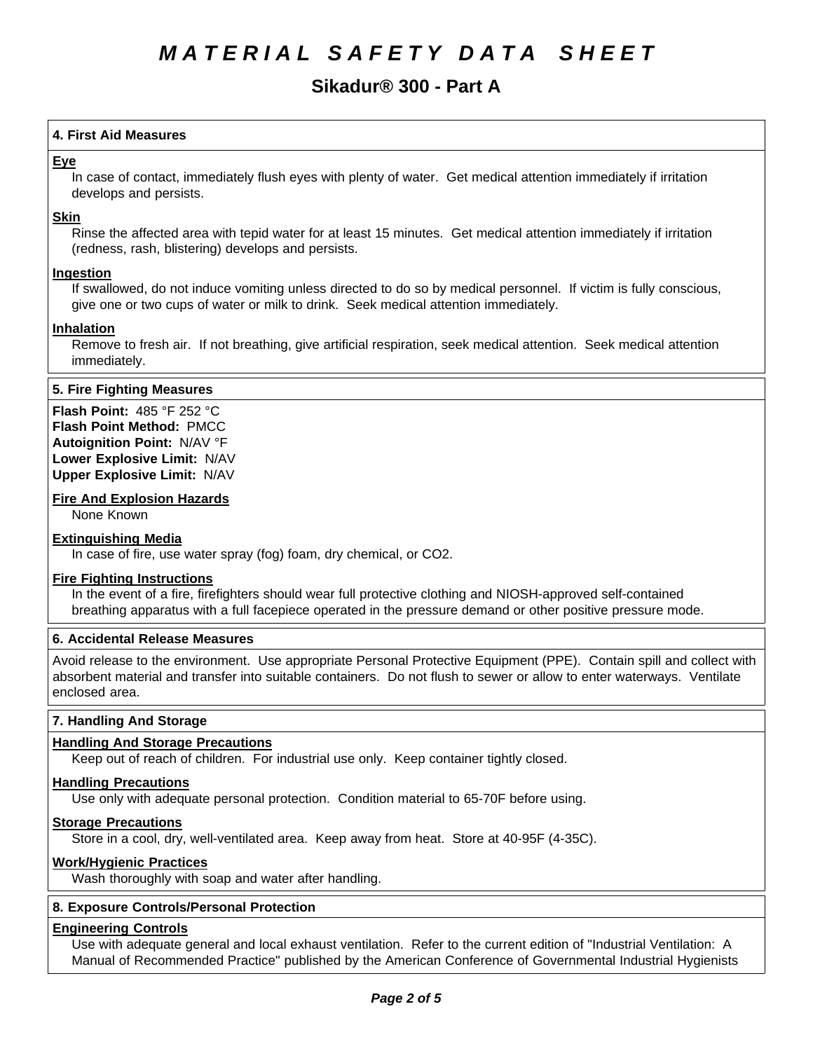# MATERIAL SAFETY DATA SHEET

## Sikadur® 300 - Part A

### 4. First Aid Measures

**Eye**

In case of contact, immediately flush eyes with plenty of water. Get medical attention immediately if irritation develops and persists.

**Skin**

Rinse the affected area with tepid water for at least 15 minutes. Get medical attention immediately if irritation (redness, rash, blistering) develops and persists.

**Ingestion**

If swallowed, do not induce vomiting unless directed to do so by medical personnel. If victim is fully conscious, give one or two cups of water or milk to drink. Seek medical attention immediately.

**Inhalation**

Remove to fresh air. If not breathing, give artificial respiration, seek medical attention. Seek medical attention immediately.

### 5. Fire Fighting Measures

**Flash Point:** 485 °F 252 °C
**Flash Point Method:** PMCC
**Autoignition Point:** N/AV °F
**Lower Explosive Limit:** N/AV
**Upper Explosive Limit:** N/AV

**Fire And Explosion Hazards**

None Known

**Extinguishing Media**

In case of fire, use water spray (fog) foam, dry chemical, or CO2.

**Fire Fighting Instructions**

In the event of a fire, firefighters should wear full protective clothing and NIOSH-approved self-contained breathing apparatus with a full facepiece operated in the pressure demand or other positive pressure mode.

### 6. Accidental Release Measures

Avoid release to the environment. Use appropriate Personal Protective Equipment (PPE). Contain spill and collect with absorbent material and transfer into suitable containers. Do not flush to sewer or allow to enter waterways. Ventilate enclosed area.

### 7. Handling And Storage

**Handling And Storage Precautions**

Keep out of reach of children. For industrial use only. Keep container tightly closed.

**Handling Precautions**

Use only with adequate personal protection. Condition material to 65-70F before using.

**Storage Precautions**

Store in a cool, dry, well-ventilated area. Keep away from heat. Store at 40-95F (4-35C).

**Work/Hygienic Practices**

Wash thoroughly with soap and water after handling.

### 8. Exposure Controls/Personal Protection

**Engineering Controls**

Use with adequate general and local exhaust ventilation. Refer to the current edition of "Industrial Ventilation: A Manual of Recommended Practice" published by the American Conference of Governmental Industrial Hygienists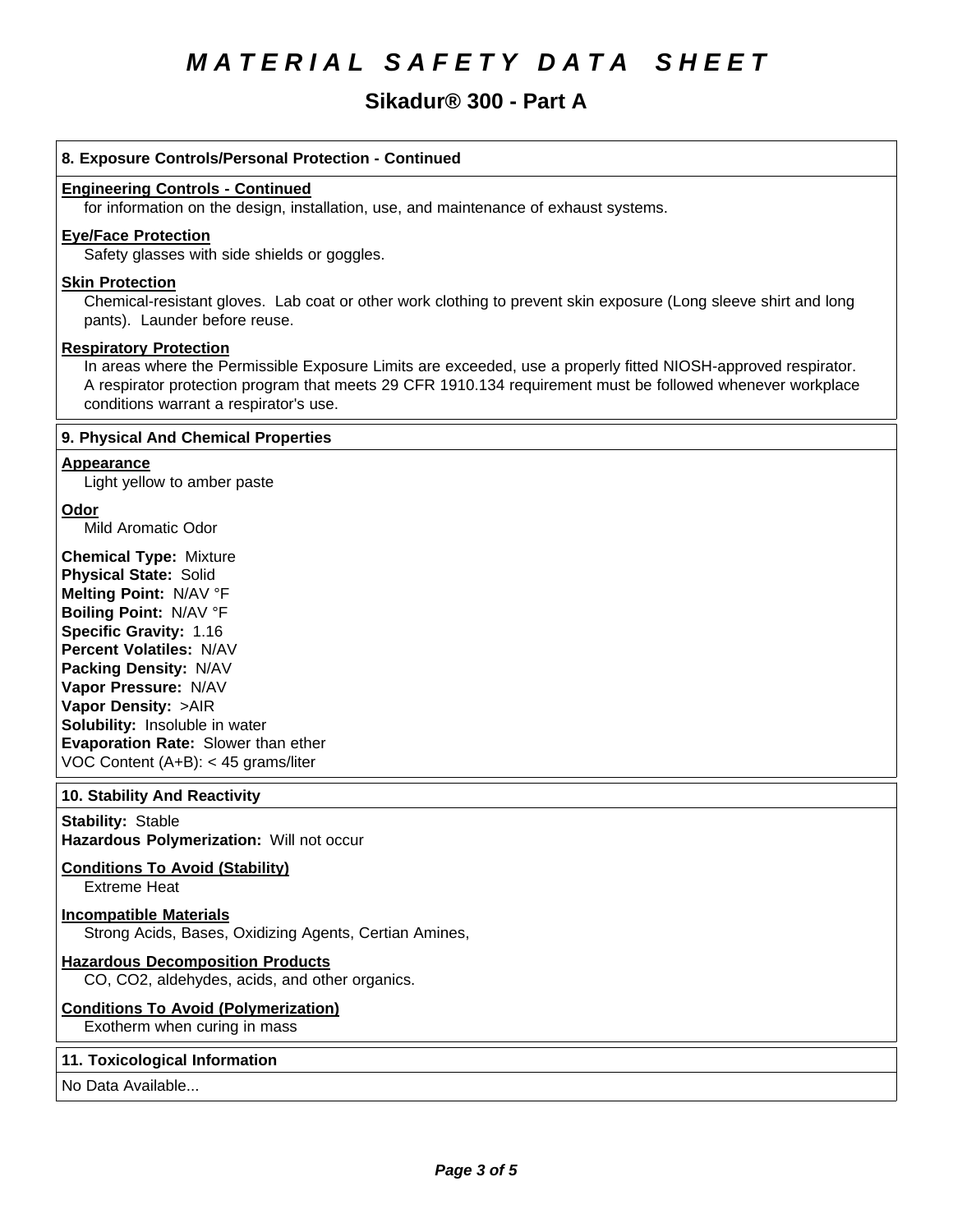# MATERIAL SAFETY DATA SHEET

## Sikadur® 300 - Part A

### 8. Exposure Controls/Personal Protection - Continued

**Engineering Controls - Continued**

for information on the design, installation, use, and maintenance of exhaust systems.

**Eye/Face Protection**

Safety glasses with side shields or goggles.

**Skin Protection**

Chemical-resistant gloves. Lab coat or other work clothing to prevent skin exposure (Long sleeve shirt and long pants). Launder before reuse.

**Respiratory Protection**

In areas where the Permissible Exposure Limits are exceeded, use a properly fitted NIOSH-approved respirator. A respirator protection program that meets 29 CFR 1910.134 requirement must be followed whenever workplace conditions warrant a respirator's use.

### 9. Physical And Chemical Properties

**Appearance**

Light yellow to amber paste

**Odor**

Mild Aromatic Odor

**Chemical Type:** Mixture
**Physical State:** Solid
**Melting Point:** N/AV °F
**Boiling Point:** N/AV °F
**Specific Gravity:** 1.16
**Percent Volatiles:** N/AV
**Packing Density:** N/AV
**Vapor Pressure:** N/AV
**Vapor Density:** >AIR
**Solubility:** Insoluble in water
**Evaporation Rate:** Slower than ether
VOC Content (A+B): < 45 grams/liter

### 10. Stability And Reactivity

**Stability:** Stable
**Hazardous Polymerization:** Will not occur

**Conditions To Avoid (Stability)**

Extreme Heat

**Incompatible Materials**

Strong Acids, Bases, Oxidizing Agents, Certian Amines,

**Hazardous Decomposition Products**

CO, $CO_2$, aldehydes, acids, and other organics.

**Conditions To Avoid (Polymerization)**

Exotherm when curing in mass

### 11. Toxicological Information

No Data Available...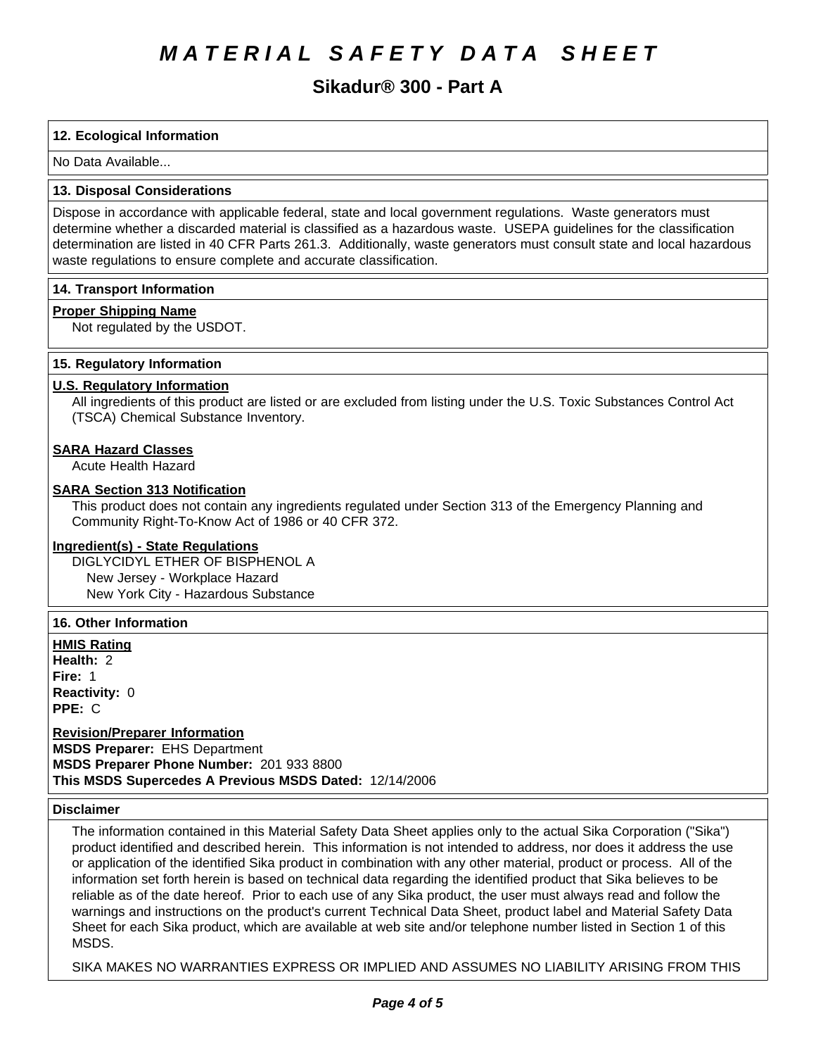## 12. Ecological Information

No Data Available...

## 13. Disposal Considerations

Dispose in accordance with applicable federal, state and local government regulations. Waste generators must determine whether a discarded material is classified as a hazardous waste. USEPA guidelines for the classification determination are listed in 40 CFR Parts 261.3. Additionally, waste generators must consult state and local hazardous waste regulations to ensure complete and accurate classification.

## 14. Transport Information

**Proper Shipping Name**

Not regulated by the USDOT.

## 15. Regulatory Information

**U.S. Regulatory Information**

All ingredients of this product are listed or are excluded from listing under the U.S. Toxic Substances Control Act (TSCA) Chemical Substance Inventory.

**SARA Hazard Classes**

Acute Health Hazard

**SARA Section 313 Notification**

This product does not contain any ingredients regulated under Section 313 of the Emergency Planning and Community Right-To-Know Act of 1986 or 40 CFR 372.

**Ingredient(s) - State Regulations**

DIGLYCIDYL ETHER OF BISPHENOL A
- New Jersey - Workplace Hazard
- New York City - Hazardous Substance

## 16. Other Information

**HMIS Rating**

**Health:** 2
**Fire:** 1
**Reactivity:** 0
**PPE:** C

**Revision/Preparer Information**

**MSDS Preparer:** EHS Department
**MSDS Preparer Phone Number:** 201 933 8800
**This MSDS Supercedes A Previous MSDS Dated:** 12/14/2006

## Disclaimer

The information contained in this Material Safety Data Sheet applies only to the actual Sika Corporation ("Sika") product identified and described herein. This information is not intended to address, nor does it address the use or application of the identified Sika product in combination with any other material, product or process. All of the information set forth herein is based on technical data regarding the identified product that Sika believes to be reliable as of the date hereof. Prior to each use of any Sika product, the user must always read and follow the warnings and instructions on the product's current Technical Data Sheet, product label and Material Safety Data Sheet for each Sika product, which are available at web site and/or telephone number listed in Section 1 of this MSDS.

SIKA MAKES NO WARRANTIES EXPRESS OR IMPLIED AND ASSUMES NO LIABILITY ARISING FROM THIS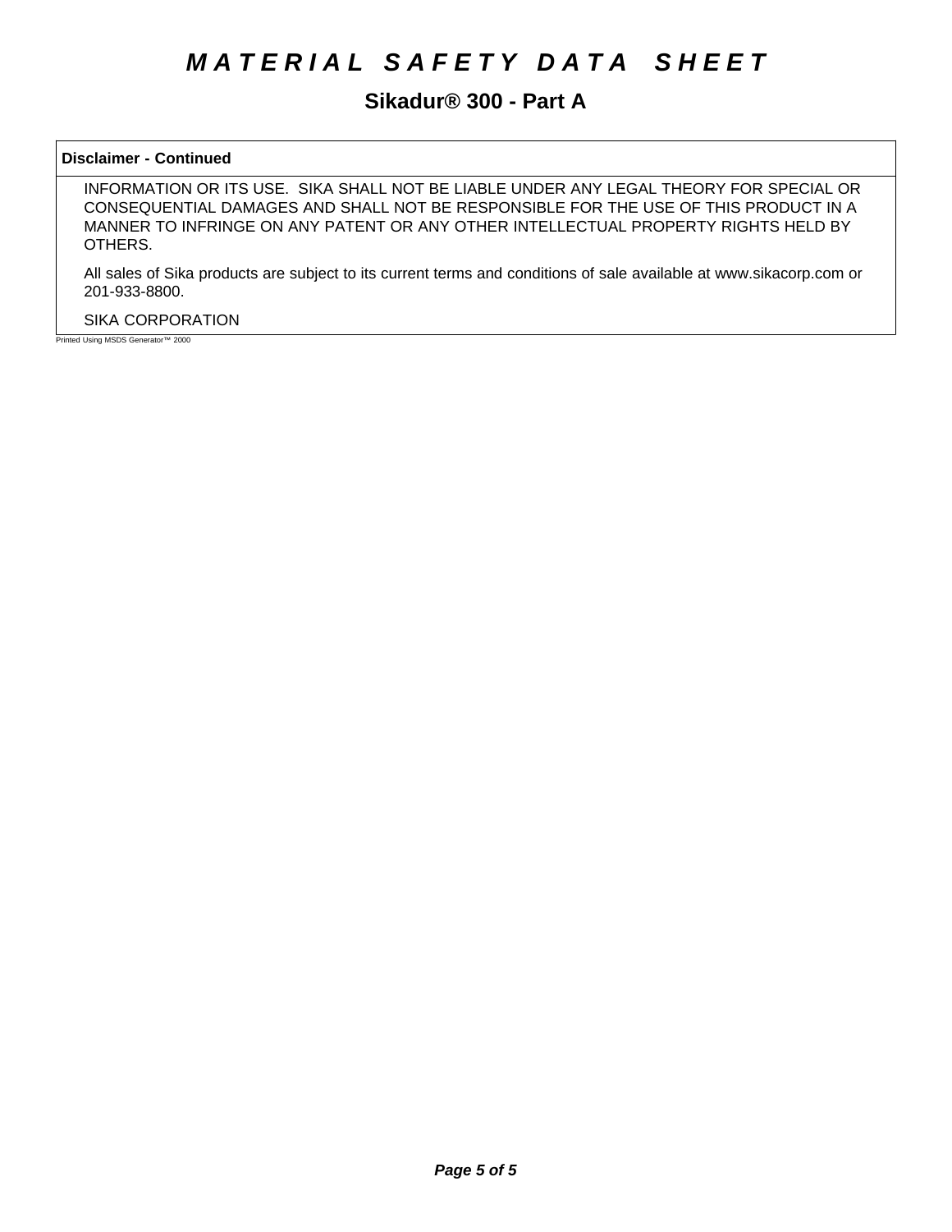### Disclaimer - Continued

INFORMATION OR ITS USE. SIKA SHALL NOT BE LIABLE UNDER ANY LEGAL THEORY FOR SPECIAL OR CONSEQUENTIAL DAMAGES AND SHALL NOT BE RESPONSIBLE FOR THE USE OF THIS PRODUCT IN A MANNER TO INFRINGE ON ANY PATENT OR ANY OTHER INTELLECTUAL PROPERTY RIGHTS HELD BY OTHERS.

All sales of Sika products are subject to its current terms and conditions of sale available at www.sikacorp.com or 201-933-8800.

SIKA CORPORATION

Printed Using MSDS Generator™ 2000